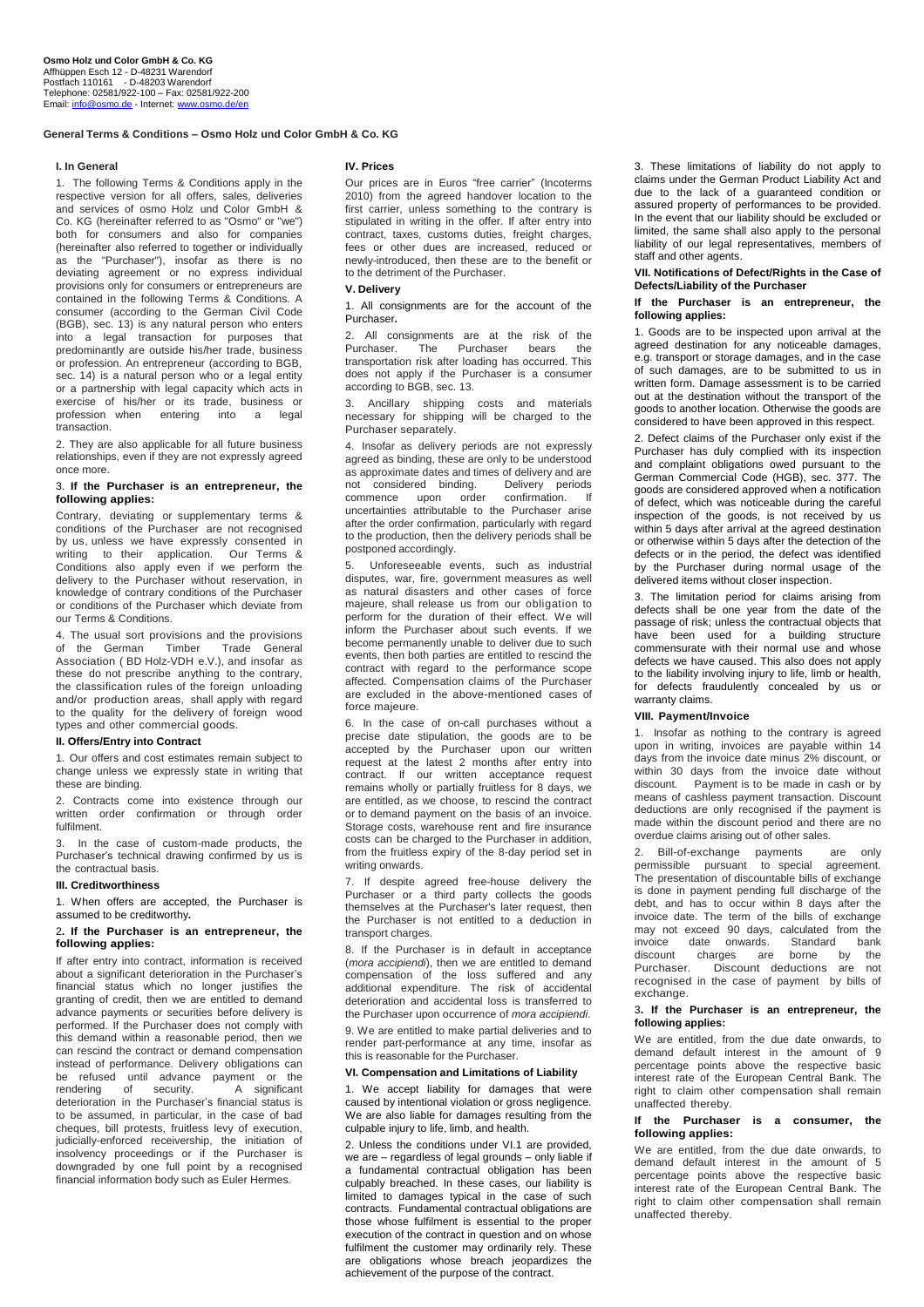**Osmo Holz und Color GmbH & Co. KG**
Affhüppen Esch 12 - D-48231 Warendorf
Postfach 110161 - D-48203 Warendorf
Telephone: 02581/922-100 – Fax: 02581/922-200
Email: info@osmo.de - Internet: www.osmo.de/en

# General Terms & Conditions – Osmo Holz und Color GmbH & Co. KG

## I. In General

1. The following Terms & Conditions apply in the respective version for all offers, sales, deliveries and services of osmo Holz und Color GmbH & Co. KG (hereinafter referred to as "Osmo" or "we") both for consumers and also for companies (hereinafter also referred to together or individually as the "Purchaser"), insofar as there is no deviating agreement or no express individual provisions only for consumers or entrepreneurs are contained in the following Terms & Conditions. A consumer (according to the German Civil Code (BGB), sec. 13) is any natural person who enters into a legal transaction for purposes that predominantly are outside his/her trade, business or profession. An entrepreneur (according to BGB, sec. 14) is a natural person who or a legal entity or a partnership with legal capacity which acts in exercise of his/her or its trade, business or profession when entering into a legal transaction.

2. They are also applicable for all future business relationships, even if they are not expressly agreed once more.

3. **If the Purchaser is an entrepreneur, the following applies:**

Contrary, deviating or supplementary terms & conditions of the Purchaser are not recognised by us, unless we have expressly consented in writing to their application. Our Terms & Conditions also apply even if we perform the delivery to the Purchaser without reservation, in knowledge of contrary conditions of the Purchaser or conditions of the Purchaser which deviate from our Terms & Conditions.

4. The usual sort provisions and the provisions of the German Timber Trade General Association ( BD Holz-VDH e.V.), and insofar as these do not prescribe anything to the contrary, the classification rules of the foreign unloading and/or production areas, shall apply with regard to the quality for the delivery of foreign wood types and other commercial goods.

## II. Offers/Entry into Contract

1. Our offers and cost estimates remain subject to change unless we expressly state in writing that these are binding.

2. Contracts come into existence through our written order confirmation or through order fulfilment.

3. In the case of custom-made products, the Purchaser's technical drawing confirmed by us is the contractual basis.

## III. Creditworthiness

1. When offers are accepted, the Purchaser is assumed to be creditworthy**.**

2**. If the Purchaser is an entrepreneur, the following applies:**

If after entry into contract, information is received about a significant deterioration in the Purchaser's financial status which no longer justifies the granting of credit, then we are entitled to demand advance payments or securities before delivery is performed. If the Purchaser does not comply with this demand within a reasonable period, then we can rescind the contract or demand compensation instead of performance. Delivery obligations can be refused until advance payment or the rendering of security. A significant deterioration in the Purchaser's financial status is to be assumed, in particular, in the case of bad cheques, bill protests, fruitless levy of execution, judicially-enforced receivership, the initiation of insolvency proceedings or if the Purchaser is downgraded by one full point by a recognised financial information body such as Euler Hermes.

## IV. Prices

Our prices are in Euros "free carrier" (Incoterms 2010) from the agreed handover location to the first carrier, unless something to the contrary is stipulated in writing in the offer. If after entry into contract, taxes, customs duties, freight charges, fees or other dues are increased, reduced or newly-introduced, then these are to the benefit or to the detriment of the Purchaser.

## V. Delivery

1. All consignments are for the account of the Purchaser**.**

2. All consignments are at the risk of the Purchaser. The Purchaser bears the transportation risk after loading has occurred. This does not apply if the Purchaser is a consumer according to BGB, sec. 13.

3. Ancillary shipping costs and materials necessary for shipping will be charged to the Purchaser separately.

4. Insofar as delivery periods are not expressly agreed as binding, these are only to be understood as approximate dates and times of delivery and are not considered binding. Delivery periods commence upon order confirmation. If uncertainties attributable to the Purchaser arise after the order confirmation, particularly with regard to the production, then the delivery periods shall be postponed accordingly.

5. Unforeseeable events, such as industrial disputes, war, fire, government measures as well as natural disasters and other cases of force majeure, shall release us from our obligation to perform for the duration of their effect. We will inform the Purchaser about such events. If we become permanently unable to deliver due to such events, then both parties are entitled to rescind the contract with regard to the performance scope affected. Compensation claims of the Purchaser are excluded in the above-mentioned cases of force majeure.

6. In the case of on-call purchases without a precise date stipulation, the goods are to be accepted by the Purchaser upon our written request at the latest 2 months after entry into contract. If our written acceptance request remains wholly or partially fruitless for 8 days, we are entitled, as we choose, to rescind the contract or to demand payment on the basis of an invoice. Storage costs, warehouse rent and fire insurance costs can be charged to the Purchaser in addition, from the fruitless expiry of the 8-day period set in writing onwards.

7. If despite agreed free-house delivery the Purchaser or a third party collects the goods themselves at the Purchaser's later request, then the Purchaser is not entitled to a deduction in transport charges.

8. If the Purchaser is in default in acceptance (*mora accipiendi*), then we are entitled to demand compensation of the loss suffered and any additional expenditure. The risk of accidental deterioration and accidental loss is transferred to the Purchaser upon occurrence of *mora accipiendi*.

9. We are entitled to make partial deliveries and to render part-performance at any time, insofar as this is reasonable for the Purchaser.

## VI. Compensation and Limitations of Liability

1. We accept liability for damages that were caused by intentional violation or gross negligence. We are also liable for damages resulting from the culpable injury to life, limb, and health.

2. Unless the conditions under VI.1 are provided, we are – regardless of legal grounds – only liable if a fundamental contractual obligation has been culpably breached. In these cases, our liability is limited to damages typical in the case of such contracts. Fundamental contractual obligations are those whose fulfilment is essential to the proper execution of the contract in question and on whose fulfilment the customer may ordinarily rely. These are obligations whose breach jeopardizes the achievement of the purpose of the contract.

3. These limitations of liability do not apply to claims under the German Product Liability Act and due to the lack of a guaranteed condition or assured property of performances to be provided. In the event that our liability should be excluded or limited, the same shall also apply to the personal liability of our legal representatives, members of staff and other agents.

## VII. Notifications of Defect/Rights in the Case of Defects/Liability of the Purchaser

**If the Purchaser is an entrepreneur, the following applies:**

1. Goods are to be inspected upon arrival at the agreed destination for any noticeable damages, e.g. transport or storage damages, and in the case of such damages, are to be submitted to us in written form. Damage assessment is to be carried out at the destination without the transport of the goods to another location. Otherwise the goods are considered to have been approved in this respect.

2. Defect claims of the Purchaser only exist if the Purchaser has duly complied with its inspection and complaint obligations owed pursuant to the German Commercial Code (HGB), sec. 377. The goods are considered approved when a notification of defect, which was noticeable during the careful inspection of the goods, is not received by us within 5 days after arrival at the agreed destination or otherwise within 5 days after the detection of the defects or in the period, the defect was identified by the Purchaser during normal usage of the delivered items without closer inspection.

3. The limitation period for claims arising from defects shall be one year from the date of the passage of risk; unless the contractual objects that have been used for a building structure commensurate with their normal use and whose defects we have caused. This also does not apply to the liability involving injury to life, limb or health, for defects fraudulently concealed by us or warranty claims.

## VIII. Payment/Invoice

1. Insofar as nothing to the contrary is agreed upon in writing, invoices are payable within 14 days from the invoice date minus 2% discount, or within 30 days from the invoice date without discount. Payment is to be made in cash or by means of cashless payment transaction. Discount deductions are only recognised if the payment is made within the discount period and there are no overdue claims arising out of other sales.

2. Bill-of-exchange payments are only permissible pursuant to special agreement. The presentation of discountable bills of exchange is done in payment pending full discharge of the debt, and has to occur within 8 days after the invoice date. The term of the bills of exchange may not exceed 90 days, calculated from the invoice date onwards. Standard bank discount charges are borne by the Purchaser. Discount deductions are not recognised in the case of payment by bills of exchange.

3**. If the Purchaser is an entrepreneur, the following applies:**

We are entitled, from the due date onwards, to demand default interest in the amount of 9 percentage points above the respective basic interest rate of the European Central Bank. The right to claim other compensation shall remain unaffected thereby.

**If the Purchaser is a consumer, the following applies:**

We are entitled, from the due date onwards, to demand default interest in the amount of 5 percentage points above the respective basic interest rate of the European Central Bank. The right to claim other compensation shall remain unaffected thereby.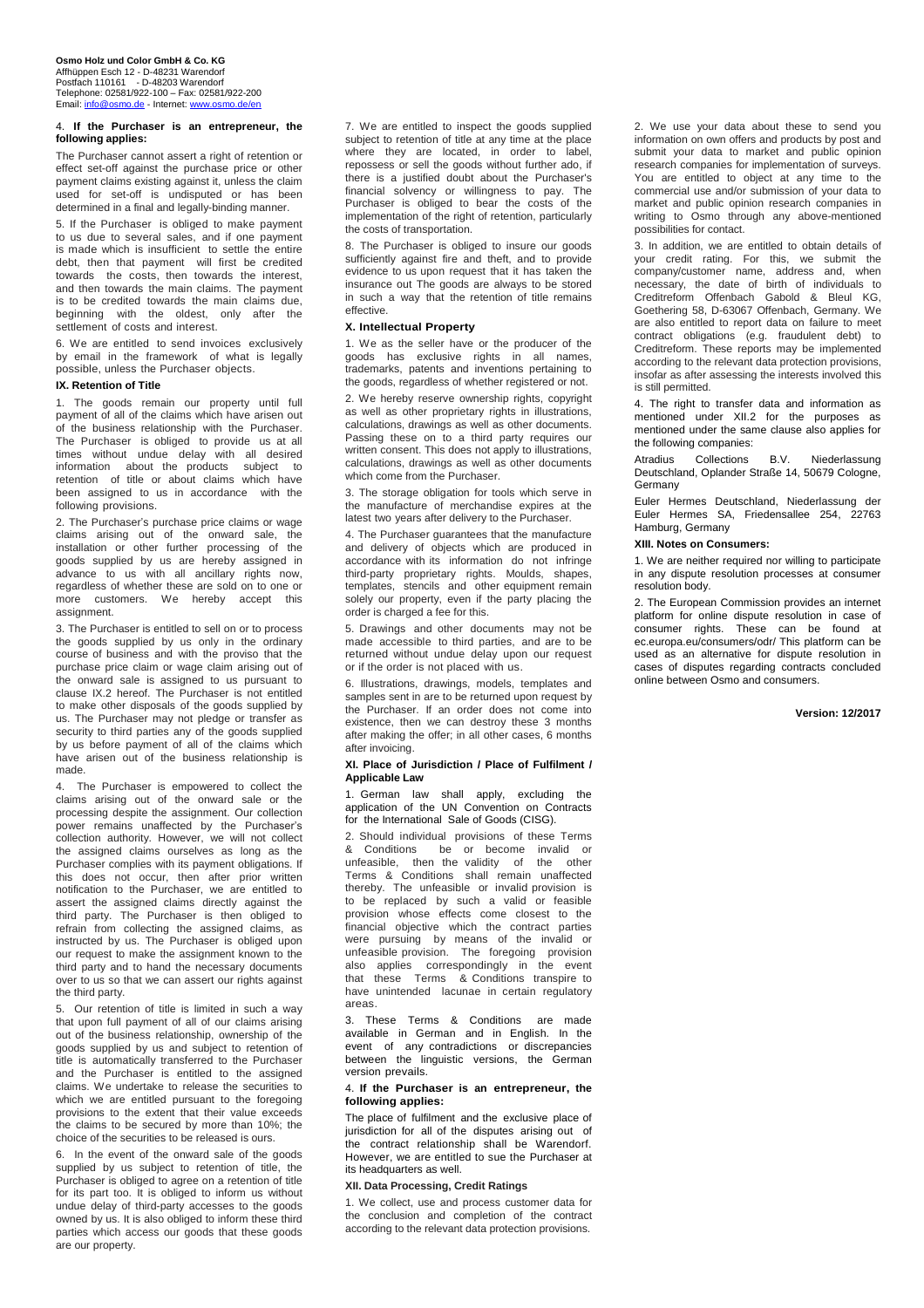**Osmo Holz und Color GmbH & Co. KG**
Affhüppen Esch 12 - D-48231 Warendorf
Postfach 110161 - D-48203 Warendorf
Telephone: 02581/922-100 – Fax: 02581/922-200
Email: info@osmo.de - Internet: www.osmo.de/en

4. **If the Purchaser is an entrepreneur, the following applies:**

The Purchaser cannot assert a right of retention or effect set-off against the purchase price or other payment claims existing against it, unless the claim used for set-off is undisputed or has been determined in a final and legally-binding manner.

5. If the Purchaser is obliged to make payment to us due to several sales, and if one payment is made which is insufficient to settle the entire debt, then that payment will first be credited towards the costs, then towards the interest, and then towards the main claims. The payment is to be credited towards the main claims due, beginning with the oldest, only after the settlement of costs and interest.

6. We are entitled to send invoices exclusively by email in the framework of what is legally possible, unless the Purchaser objects.

### IX. Retention of Title

1. The goods remain our property until full payment of all of the claims which have arisen out of the business relationship with the Purchaser. The Purchaser is obliged to provide us at all times without undue delay with all desired information about the products subject to retention of title or about claims which have been assigned to us in accordance with the following provisions.

2. The Purchaser's purchase price claims or wage claims arising out of the onward sale, the installation or other further processing of the goods supplied by us are hereby assigned in advance to us with all ancillary rights now, regardless of whether these are sold on to one or more customers. We hereby accept this assignment.

3. The Purchaser is entitled to sell on or to process the goods supplied by us only in the ordinary course of business and with the proviso that the purchase price claim or wage claim arising out of the onward sale is assigned to us pursuant to clause IX.2 hereof. The Purchaser is not entitled to make other disposals of the goods supplied by us. The Purchaser may not pledge or transfer as security to third parties any of the goods supplied by us before payment of all of the claims which have arisen out of the business relationship is made.

4. The Purchaser is empowered to collect the claims arising out of the onward sale or the processing despite the assignment. Our collection power remains unaffected by the Purchaser's collection authority. However, we will not collect the assigned claims ourselves as long as the Purchaser complies with its payment obligations. If this does not occur, then after prior written notification to the Purchaser, we are entitled to assert the assigned claims directly against the third party. The Purchaser is then obliged to refrain from collecting the assigned claims, as instructed by us. The Purchaser is obliged upon our request to make the assignment known to the third party and to hand the necessary documents over to us so that we can assert our rights against the third party.

5. Our retention of title is limited in such a way that upon full payment of all of our claims arising out of the business relationship, ownership of the goods supplied by us and subject to retention of title is automatically transferred to the Purchaser and the Purchaser is entitled to the assigned claims. We undertake to release the securities to which we are entitled pursuant to the foregoing provisions to the extent that their value exceeds the claims to be secured by more than 10%; the choice of the securities to be released is ours.

6. In the event of the onward sale of the goods supplied by us subject to retention of title, the Purchaser is obliged to agree on a retention of title for its part too. It is obliged to inform us without undue delay of third-party accesses to the goods owned by us. It is also obliged to inform these third parties which access our goods that these goods are our property.

7. We are entitled to inspect the goods supplied subject to retention of title at any time at the place where they are located, in order to label, repossess or sell the goods without further ado, if there is a justified doubt about the Purchaser's financial solvency or willingness to pay. The Purchaser is obliged to bear the costs of the implementation of the right of retention, particularly the costs of transportation.

8. The Purchaser is obliged to insure our goods sufficiently against fire and theft, and to provide evidence to us upon request that it has taken the insurance out The goods are always to be stored in such a way that the retention of title remains effective.

### X. Intellectual Property

1. We as the seller have or the producer of the goods has exclusive rights in all names, trademarks, patents and inventions pertaining to the goods, regardless of whether registered or not.

2. We hereby reserve ownership rights, copyright as well as other proprietary rights in illustrations, calculations, drawings as well as other documents. Passing these on to a third party requires our written consent. This does not apply to illustrations, calculations, drawings as well as other documents which come from the Purchaser.

3. The storage obligation for tools which serve in the manufacture of merchandise expires at the latest two years after delivery to the Purchaser.

4. The Purchaser guarantees that the manufacture and delivery of objects which are produced in accordance with its information do not infringe third-party proprietary rights. Moulds, shapes, templates, stencils and other equipment remain solely our property, even if the party placing the order is charged a fee for this.

5. Drawings and other documents may not be made accessible to third parties, and are to be returned without undue delay upon our request or if the order is not placed with us.

6. Illustrations, drawings, models, templates and samples sent in are to be returned upon request by the Purchaser. If an order does not come into existence, then we can destroy these 3 months after making the offer; in all other cases, 6 months after invoicing.

### XI. Place of Jurisdiction / Place of Fulfilment / Applicable Law

1. German law shall apply, excluding the application of the UN Convention on Contracts for the International Sale of Goods (CISG).

2. Should individual provisions of these Terms & Conditions be or become invalid or unfeasible, then the validity of the other Terms & Conditions shall remain unaffected thereby. The unfeasible or invalid provision is to be replaced by such a valid or feasible provision whose effects come closest to the financial objective which the contract parties were pursuing by means of the invalid or unfeasible provision. The foregoing provision also applies correspondingly in the event that these Terms & Conditions transpire to have unintended lacunae in certain regulatory areas.

3. These Terms & Conditions are made available in German and in English. In the event of any contradictions or discrepancies between the linguistic versions, the German version prevails.

4. **If the Purchaser is an entrepreneur, the following applies:**

The place of fulfilment and the exclusive place of jurisdiction for all of the disputes arising out of the contract relationship shall be Warendorf. However, we are entitled to sue the Purchaser at its headquarters as well.

### XII. Data Processing, Credit Ratings

1. We collect, use and process customer data for the conclusion and completion of the contract according to the relevant data protection provisions.

2. We use your data about these to send you information on own offers and products by post and submit your data to market and public opinion research companies for implementation of surveys. You are entitled to object at any time to the commercial use and/or submission of your data to market and public opinion research companies in writing to Osmo through any above-mentioned possibilities for contact.

3. In addition, we are entitled to obtain details of your credit rating. For this, we submit the company/customer name, address and, when necessary, the date of birth of individuals to Creditreform Offenbach Gabold & Bleul KG, Goethering 58, D-63067 Offenbach, Germany. We are also entitled to report data on failure to meet contract obligations (e.g. fraudulent debt) to Creditreform. These reports may be implemented according to the relevant data protection provisions, insofar as after assessing the interests involved this is still permitted.

4. The right to transfer data and information as mentioned under XII.2 for the purposes as mentioned under the same clause also applies for the following companies:

Atradius Collections B.V. Niederlassung Deutschland, Oplander Straße 14, 50679 Cologne, Germany

Euler Hermes Deutschland, Niederlassung der Euler Hermes SA, Friedensallee 254, 22763 Hamburg, Germany

### XIII. Notes on Consumers:

1. We are neither required nor willing to participate in any dispute resolution processes at consumer resolution body.

2. The European Commission provides an internet platform for online dispute resolution in case of consumer rights. These can be found at ec.europa.eu/consumers/odr/ This platform can be used as an alternative for dispute resolution in cases of disputes regarding contracts concluded online between Osmo and consumers.

**Version: 12/2017**